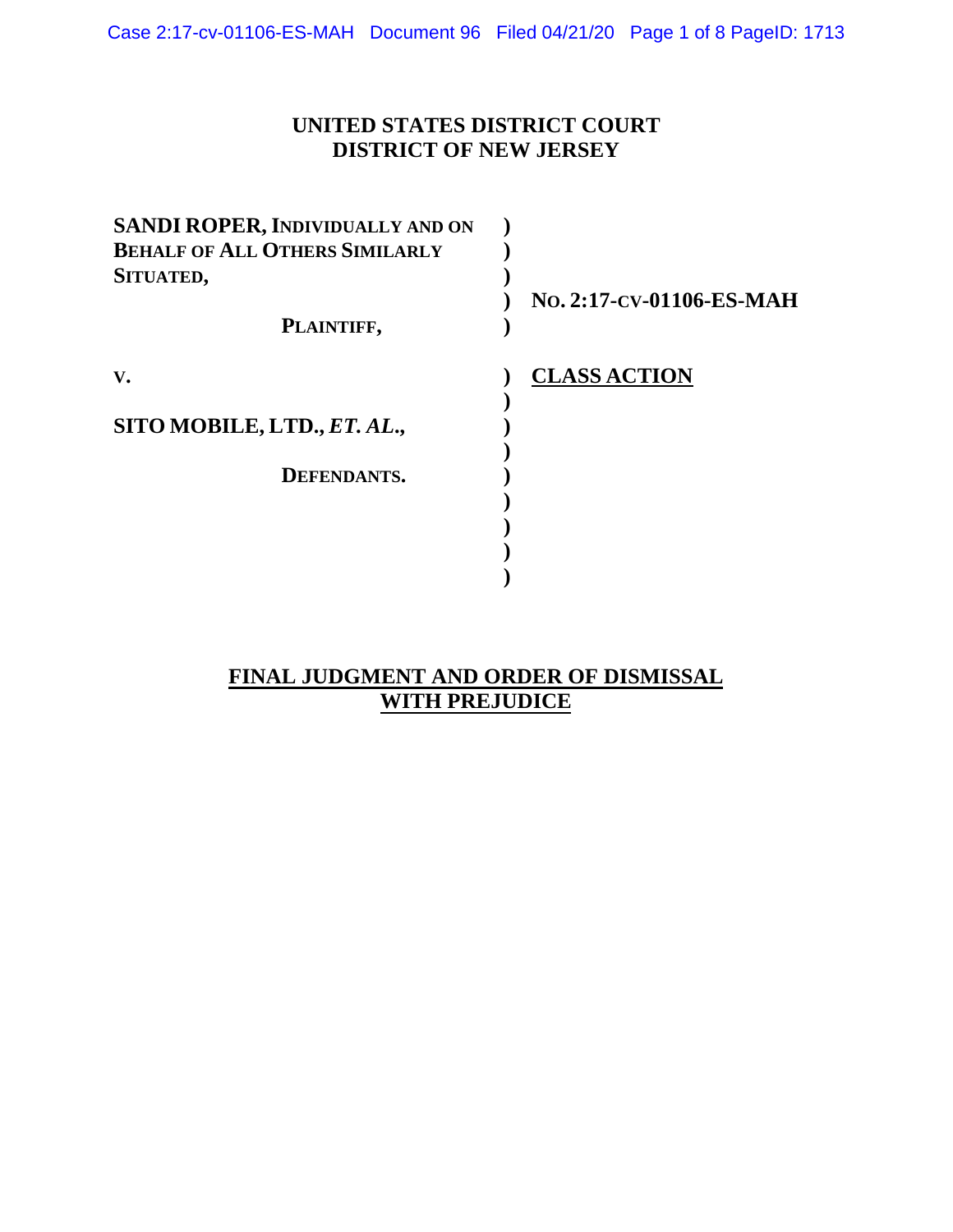**UNITED STATES DISTRICT COURT**
**DISTRICT OF NEW JERSEY**

| | | |
|---|---|---|
| **SANDI ROPER, INDIVIDUALLY AND ON BEHALF OF ALL OTHERS SIMILARLY SITUATED,** | ) | |
| **PLAINTIFF,** | ) | **NO. 2:17-CV-01106-ES-MAH** |
| **V.** | ) | **CLASS ACTION** |
| **SITO MOBILE, LTD., *ET. AL.*,** | ) | |
| **DEFENDANTS.** | ) | |

**FINAL JUDGMENT AND ORDER OF DISMISSAL WITH PREJUDICE**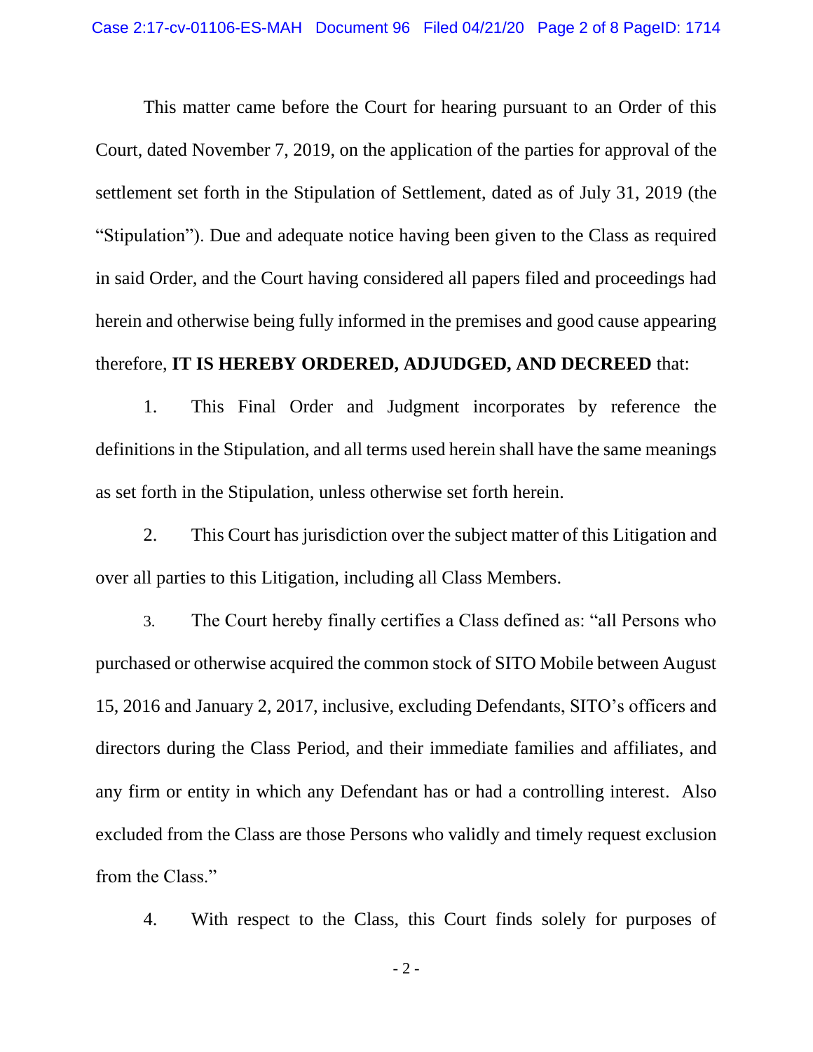This matter came before the Court for hearing pursuant to an Order of this Court, dated November 7, 2019, on the application of the parties for approval of the settlement set forth in the Stipulation of Settlement, dated as of July 31, 2019 (the "Stipulation"). Due and adequate notice having been given to the Class as required in said Order, and the Court having considered all papers filed and proceedings had herein and otherwise being fully informed in the premises and good cause appearing therefore, **IT IS HEREBY ORDERED, ADJUDGED, AND DECREED** that:

1. This Final Order and Judgment incorporates by reference the definitions in the Stipulation, and all terms used herein shall have the same meanings as set forth in the Stipulation, unless otherwise set forth herein.

2. This Court has jurisdiction over the subject matter of this Litigation and over all parties to this Litigation, including all Class Members.

3. The Court hereby finally certifies a Class defined as: "all Persons who purchased or otherwise acquired the common stock of SITO Mobile between August 15, 2016 and January 2, 2017, inclusive, excluding Defendants, SITO's officers and directors during the Class Period, and their immediate families and affiliates, and any firm or entity in which any Defendant has or had a controlling interest. Also excluded from the Class are those Persons who validly and timely request exclusion from the Class."

4. With respect to the Class, this Court finds solely for purposes of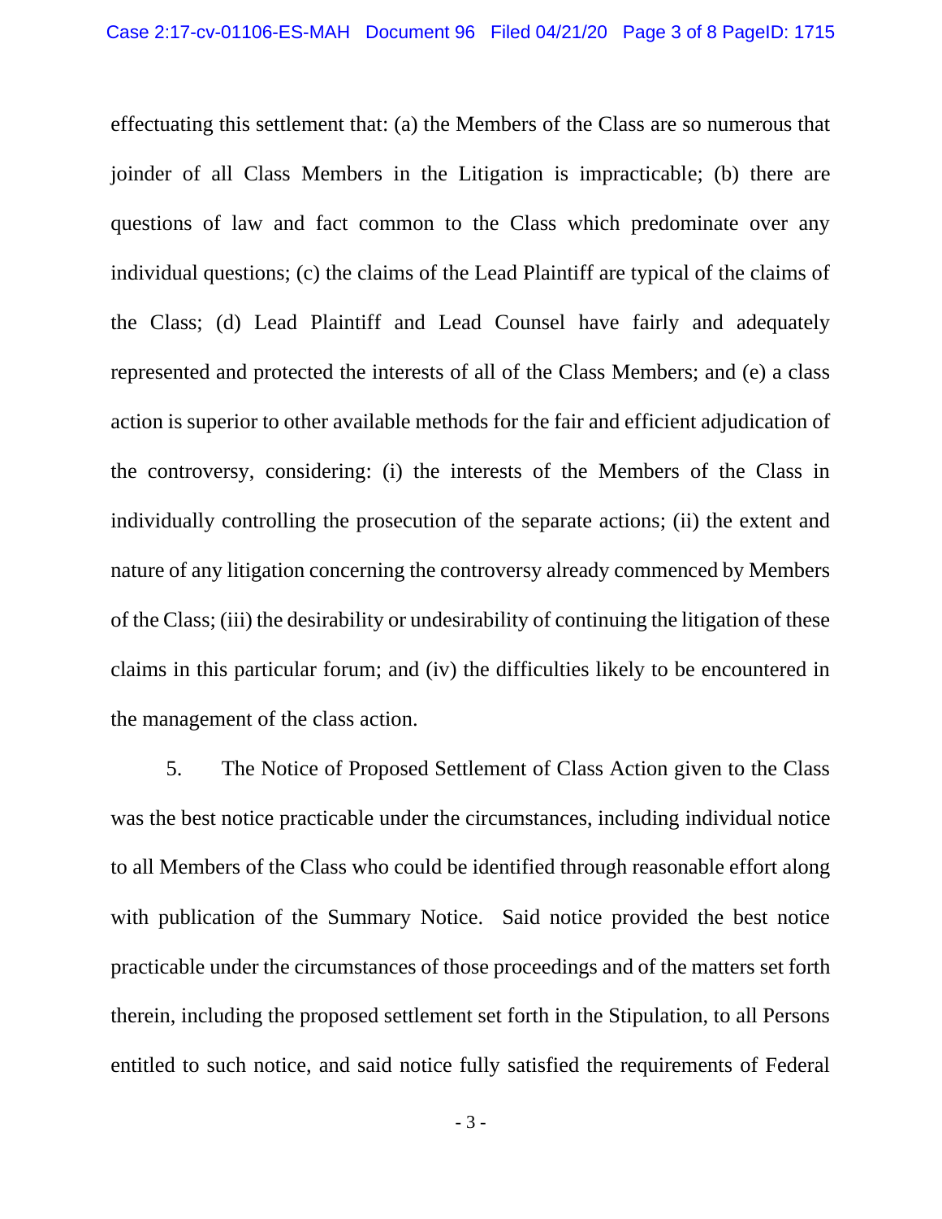effectuating this settlement that: (a) the Members of the Class are so numerous that joinder of all Class Members in the Litigation is impracticable; (b) there are questions of law and fact common to the Class which predominate over any individual questions; (c) the claims of the Lead Plaintiff are typical of the claims of the Class; (d) Lead Plaintiff and Lead Counsel have fairly and adequately represented and protected the interests of all of the Class Members; and (e) a class action is superior to other available methods for the fair and efficient adjudication of the controversy, considering: (i) the interests of the Members of the Class in individually controlling the prosecution of the separate actions; (ii) the extent and nature of any litigation concerning the controversy already commenced by Members of the Class; (iii) the desirability or undesirability of continuing the litigation of these claims in this particular forum; and (iv) the difficulties likely to be encountered in the management of the class action.

5. The Notice of Proposed Settlement of Class Action given to the Class was the best notice practicable under the circumstances, including individual notice to all Members of the Class who could be identified through reasonable effort along with publication of the Summary Notice. Said notice provided the best notice practicable under the circumstances of those proceedings and of the matters set forth therein, including the proposed settlement set forth in the Stipulation, to all Persons entitled to such notice, and said notice fully satisfied the requirements of Federal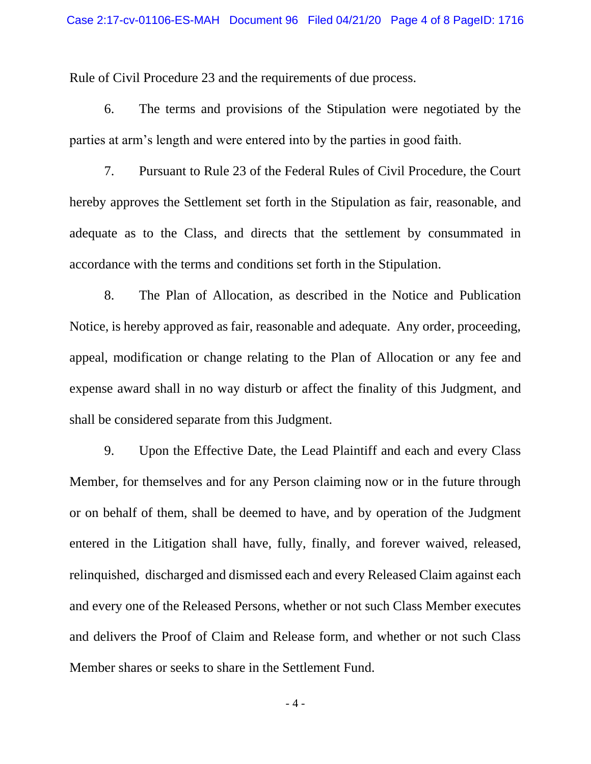Rule of Civil Procedure 23 and the requirements of due process.

6. The terms and provisions of the Stipulation were negotiated by the parties at arm's length and were entered into by the parties in good faith.

7. Pursuant to Rule 23 of the Federal Rules of Civil Procedure, the Court hereby approves the Settlement set forth in the Stipulation as fair, reasonable, and adequate as to the Class, and directs that the settlement by consummated in accordance with the terms and conditions set forth in the Stipulation.

8. The Plan of Allocation, as described in the Notice and Publication Notice, is hereby approved as fair, reasonable and adequate. Any order, proceeding, appeal, modification or change relating to the Plan of Allocation or any fee and expense award shall in no way disturb or affect the finality of this Judgment, and shall be considered separate from this Judgment.

9. Upon the Effective Date, the Lead Plaintiff and each and every Class Member, for themselves and for any Person claiming now or in the future through or on behalf of them, shall be deemed to have, and by operation of the Judgment entered in the Litigation shall have, fully, finally, and forever waived, released, relinquished, discharged and dismissed each and every Released Claim against each and every one of the Released Persons, whether or not such Class Member executes and delivers the Proof of Claim and Release form, and whether or not such Class Member shares or seeks to share in the Settlement Fund.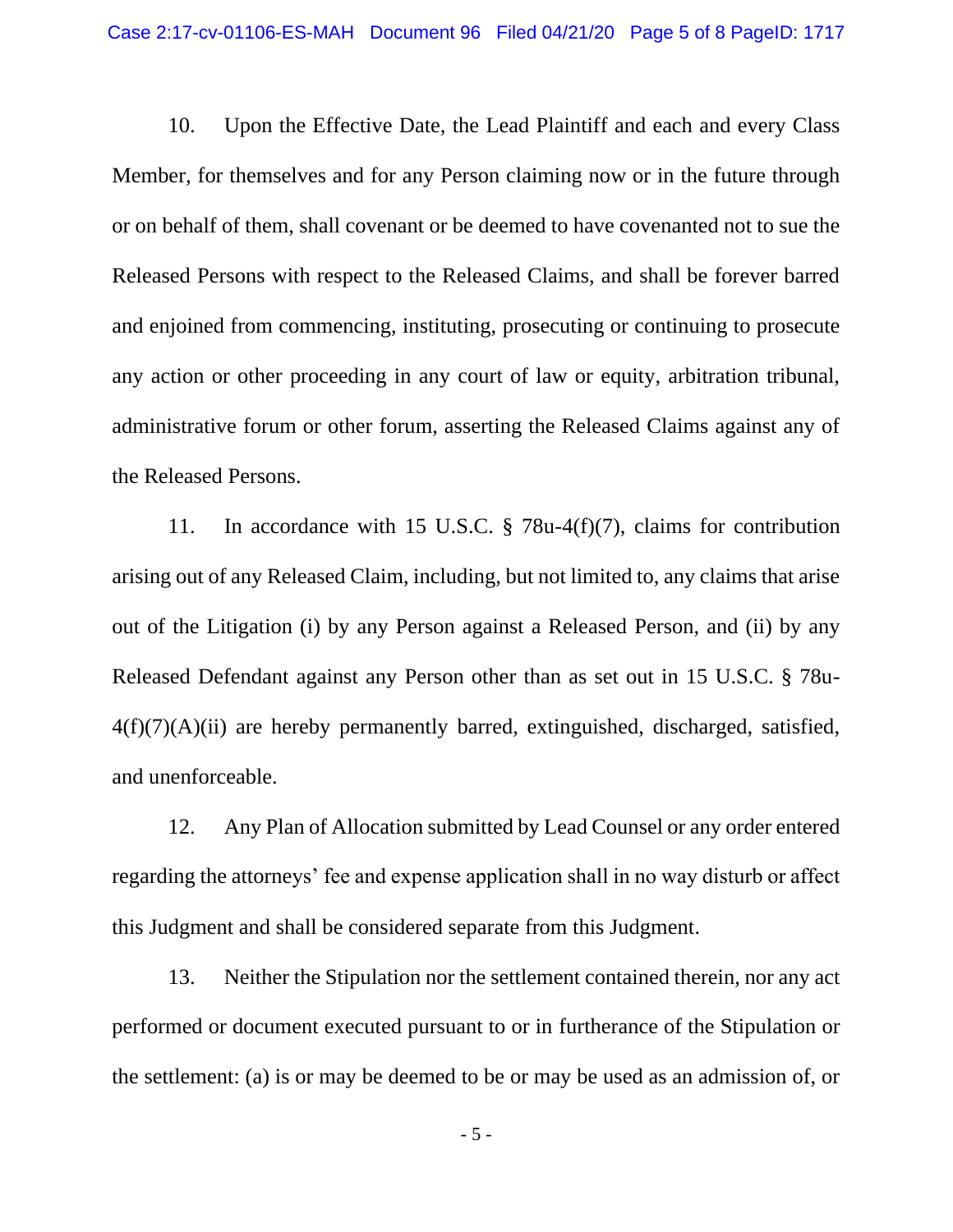10. Upon the Effective Date, the Lead Plaintiff and each and every Class Member, for themselves and for any Person claiming now or in the future through or on behalf of them, shall covenant or be deemed to have covenanted not to sue the Released Persons with respect to the Released Claims, and shall be forever barred and enjoined from commencing, instituting, prosecuting or continuing to prosecute any action or other proceeding in any court of law or equity, arbitration tribunal, administrative forum or other forum, asserting the Released Claims against any of the Released Persons.

11. In accordance with 15 U.S.C. § 78u-4(f)(7), claims for contribution arising out of any Released Claim, including, but not limited to, any claims that arise out of the Litigation (i) by any Person against a Released Person, and (ii) by any Released Defendant against any Person other than as set out in 15 U.S.C. § 78u-4(f)(7)(A)(ii) are hereby permanently barred, extinguished, discharged, satisfied, and unenforceable.

12. Any Plan of Allocation submitted by Lead Counsel or any order entered regarding the attorneys' fee and expense application shall in no way disturb or affect this Judgment and shall be considered separate from this Judgment.

13. Neither the Stipulation nor the settlement contained therein, nor any act performed or document executed pursuant to or in furtherance of the Stipulation or the settlement: (a) is or may be deemed to be or may be used as an admission of, or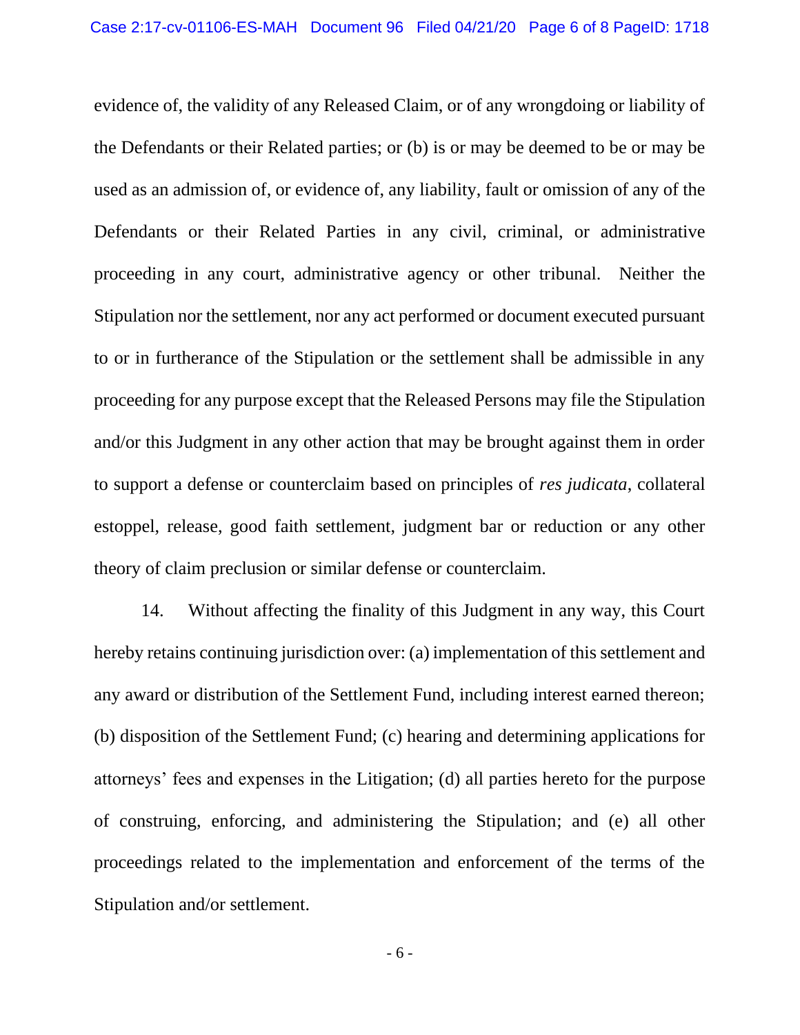evidence of, the validity of any Released Claim, or of any wrongdoing or liability of the Defendants or their Related parties; or (b) is or may be deemed to be or may be used as an admission of, or evidence of, any liability, fault or omission of any of the Defendants or their Related Parties in any civil, criminal, or administrative proceeding in any court, administrative agency or other tribunal. Neither the Stipulation nor the settlement, nor any act performed or document executed pursuant to or in furtherance of the Stipulation or the settlement shall be admissible in any proceeding for any purpose except that the Released Persons may file the Stipulation and/or this Judgment in any other action that may be brought against them in order to support a defense or counterclaim based on principles of *res judicata*, collateral estoppel, release, good faith settlement, judgment bar or reduction or any other theory of claim preclusion or similar defense or counterclaim.

14. Without affecting the finality of this Judgment in any way, this Court hereby retains continuing jurisdiction over: (a) implementation of this settlement and any award or distribution of the Settlement Fund, including interest earned thereon; (b) disposition of the Settlement Fund; (c) hearing and determining applications for attorneys' fees and expenses in the Litigation; (d) all parties hereto for the purpose of construing, enforcing, and administering the Stipulation; and (e) all other proceedings related to the implementation and enforcement of the terms of the Stipulation and/or settlement.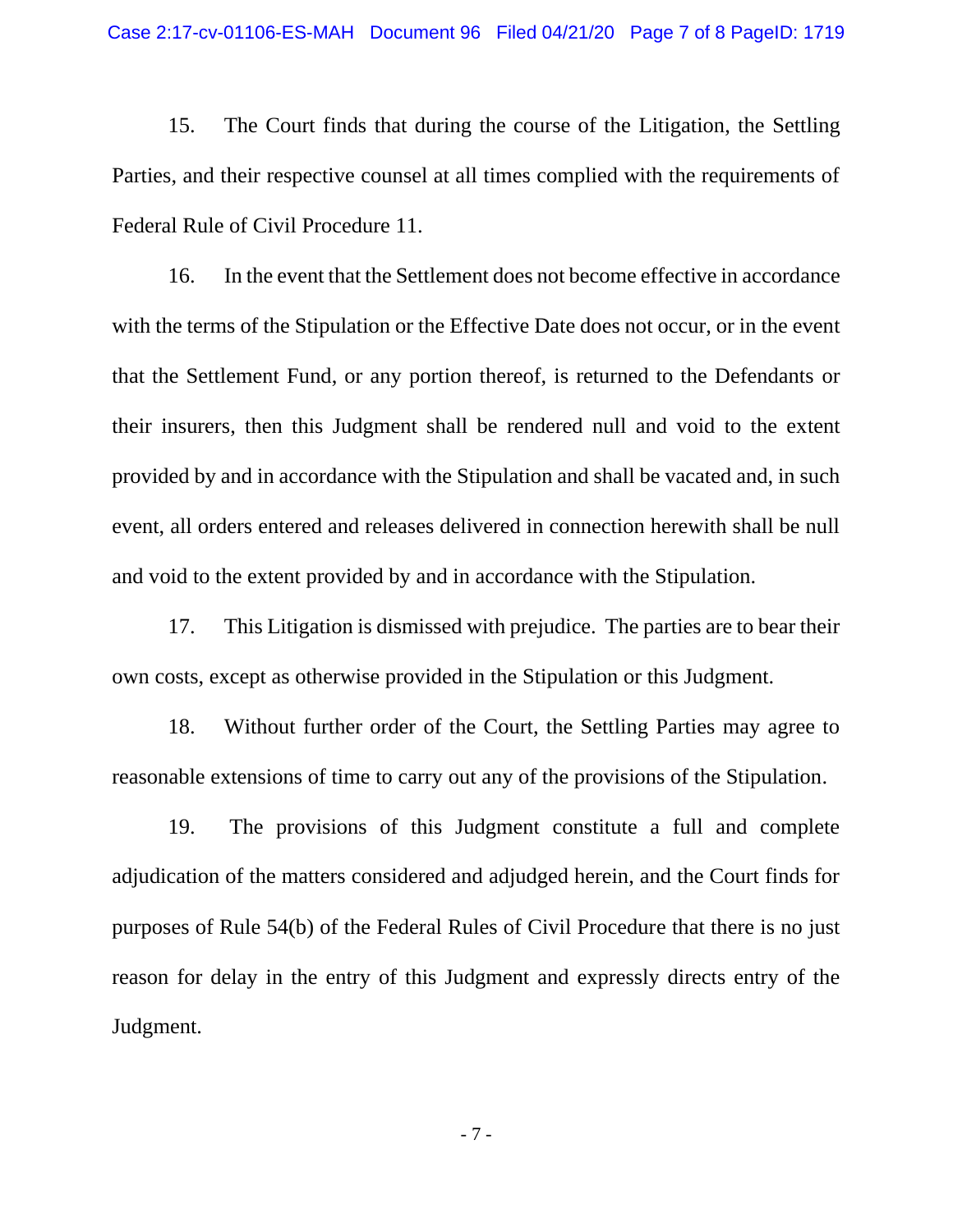15. The Court finds that during the course of the Litigation, the Settling Parties, and their respective counsel at all times complied with the requirements of Federal Rule of Civil Procedure 11.

16. In the event that the Settlement does not become effective in accordance with the terms of the Stipulation or the Effective Date does not occur, or in the event that the Settlement Fund, or any portion thereof, is returned to the Defendants or their insurers, then this Judgment shall be rendered null and void to the extent provided by and in accordance with the Stipulation and shall be vacated and, in such event, all orders entered and releases delivered in connection herewith shall be null and void to the extent provided by and in accordance with the Stipulation.

17. This Litigation is dismissed with prejudice. The parties are to bear their own costs, except as otherwise provided in the Stipulation or this Judgment.

18. Without further order of the Court, the Settling Parties may agree to reasonable extensions of time to carry out any of the provisions of the Stipulation.

19. The provisions of this Judgment constitute a full and complete adjudication of the matters considered and adjudged herein, and the Court finds for purposes of Rule 54(b) of the Federal Rules of Civil Procedure that there is no just reason for delay in the entry of this Judgment and expressly directs entry of the Judgment.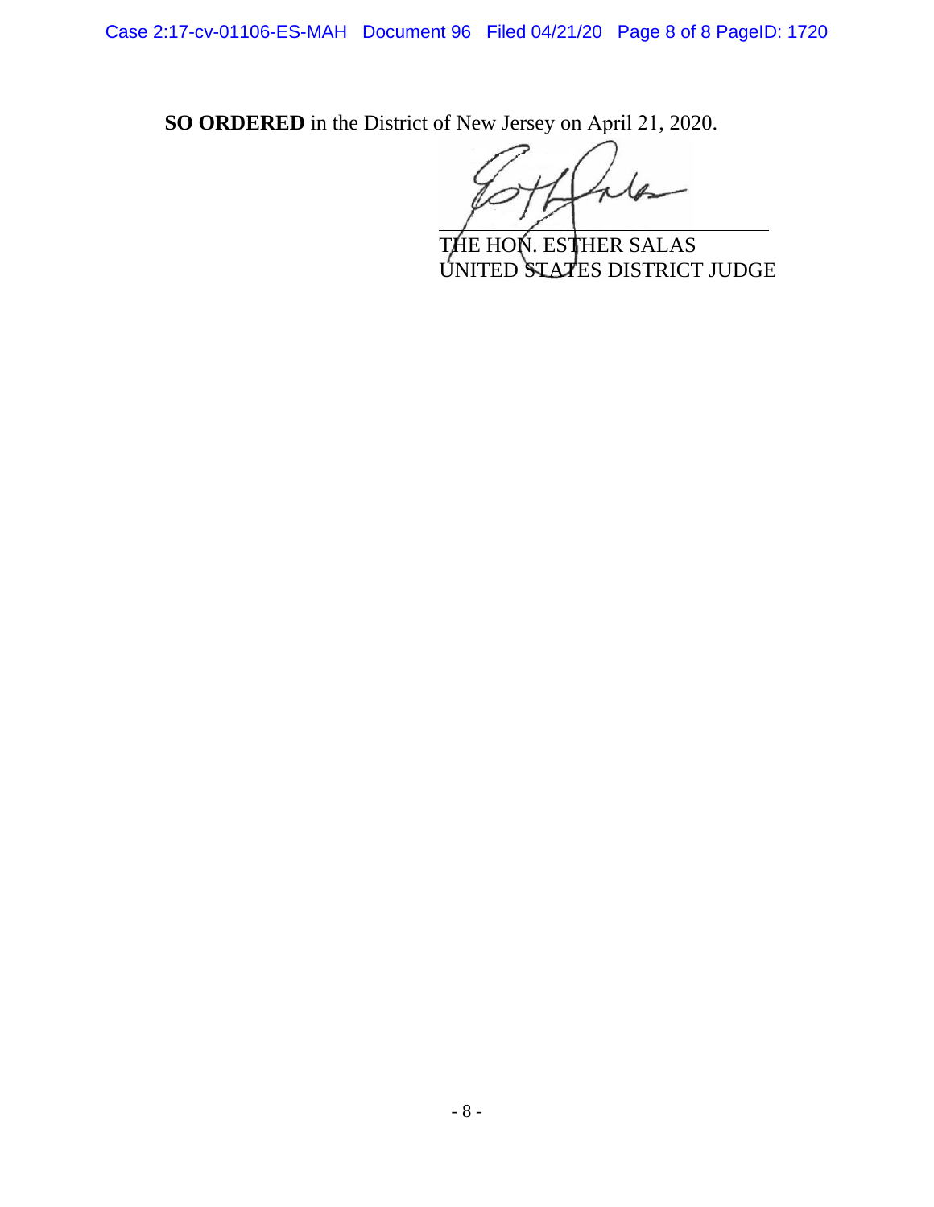**SO ORDERED** in the District of New Jersey on April 21, 2020.

THE HON. ESTHER SALAS
UNITED STATES DISTRICT JUDGE